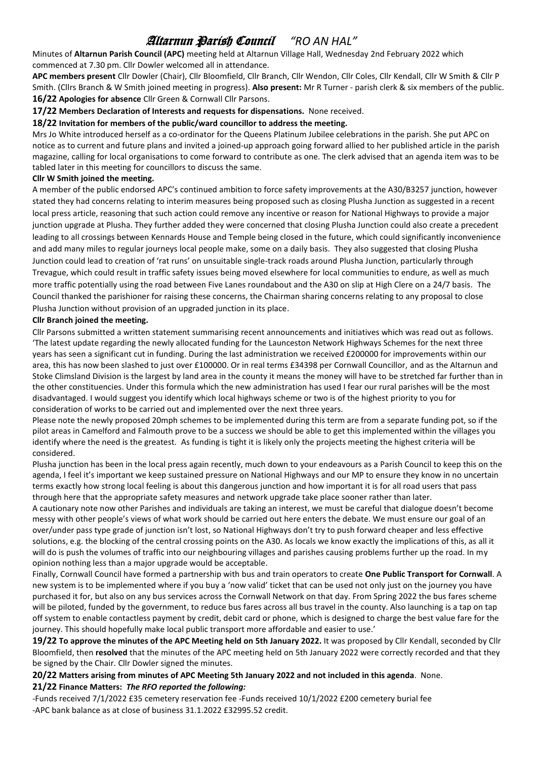# Altarnun Parish Council *"RO AN HAL"*

Minutes of **Altarnun Parish Council (APC)** meeting held at Altarnun Village Hall, Wednesday 2nd February 2022 which commenced at 7.30 pm. Cllr Dowler welcomed all in attendance.

**APC members present** Cllr Dowler (Chair), Cllr Bloomfield, Cllr Branch, Cllr Wendon, Cllr Coles, Cllr Kendall, Cllr W Smith & Cllr P Smith. (Cllrs Branch & W Smith joined meeting in progress). **Also present:** Mr R Turner - parish clerk & six members of the public.

**16/22 Apologies for absence** Cllr Green & Cornwall Cllr Parsons.

**17/22 Members Declaration of Interests and requests for dispensations.** None received.

**18/22 Invitation for members of the public/ward councillor to address the meeting.**

Mrs Jo White introduced herself as a co-ordinator for the Queens Platinum Jubilee celebrations in the parish. She put APC on notice as to current and future plans and invited a joined-up approach going forward allied to her published article in the parish magazine, calling for local organisations to come forward to contribute as one. The clerk advised that an agenda item was to be tabled later in this meeting for councillors to discuss the same.

**Cllr W Smith joined the meeting.**

A member of the public endorsed APC's continued ambition to force safety improvements at the A30/B3257 junction, however stated they had concerns relating to interim measures being proposed such as closing Plusha Junction as suggested in a recent local press article, reasoning that such action could remove any incentive or reason for National Highways to provide a major junction upgrade at Plusha. They further added they were concerned that closing Plusha Junction could also create a precedent leading to all crossings between Kennards House and Temple being closed in the future, which could significantly inconvenience and add many miles to regular journeys local people make, some on a daily basis. They also suggested that closing Plusha Junction could lead to creation of 'rat runs' on unsuitable single-track roads around Plusha Junction, particularly through Trevague, which could result in traffic safety issues being moved elsewhere for local communities to endure, as well as much more traffic potentially using the road between Five Lanes roundabout and the A30 on slip at High Clere on a 24/7 basis. The Council thanked the parishioner for raising these concerns, the Chairman sharing concerns relating to any proposal to close Plusha Junction without provision of an upgraded junction in its place.

**Cllr Branch joined the meeting.**

Cllr Parsons submitted a written statement summarising recent announcements and initiatives which was read out as follows. 'The latest update regarding the newly allocated funding for the Launceston Network Highways Schemes for the next three years has seen a significant cut in funding. During the last administration we received £200000 for improvements within our area, this has now been slashed to just over £100000. Or in real terms £34398 per Cornwall Councillor, and as the Altarnun and Stoke Climsland Division is the largest by land area in the county it means the money will have to be stretched far further than in the other constituencies. Under this formula which the new administration has used I fear our rural parishes will be the most disadvantaged. I would suggest you identify which local highways scheme or two is of the highest priority to you for consideration of works to be carried out and implemented over the next three years.

Please note the newly proposed 20mph schemes to be implemented during this term are from a separate funding pot, so if the pilot areas in Camelford and Falmouth prove to be a success we should be able to get this implemented within the villages you identify where the need is the greatest. As funding is tight it is likely only the projects meeting the highest criteria will be considered.

Plusha junction has been in the local press again recently, much down to your endeavours as a Parish Council to keep this on the agenda, I feel it's important we keep sustained pressure on National Highways and our MP to ensure they know in no uncertain terms exactly how strong local feeling is about this dangerous junction and how important it is for all road users that pass through here that the appropriate safety measures and network upgrade take place sooner rather than later.

A cautionary note now other Parishes and individuals are taking an interest, we must be careful that dialogue doesn't become messy with other people's views of what work should be carried out here enters the debate. We must ensure our goal of an over/under pass type grade of junction isn't lost, so National Highways don't try to push forward cheaper and less effective solutions, e.g. the blocking of the central crossing points on the A30. As locals we know exactly the implications of this, as all it will do is push the volumes of traffic into our neighbouring villages and parishes causing problems further up the road. In my opinion nothing less than a major upgrade would be acceptable.

Finally, Cornwall Council have formed a partnership with bus and train operators to create **One Public Transport for Cornwall**. A new system is to be implemented where if you buy a 'now valid' ticket that can be used not only just on the journey you have purchased it for, but also on any bus services across the Cornwall Network on that day. From Spring 2022 the bus fares scheme will be piloted, funded by the government, to reduce bus fares across all bus travel in the county. Also launching is a tap on tap off system to enable contactless payment by credit, debit card or phone, which is designed to charge the best value fare for the journey. This should hopefully make local public transport more affordable and easier to use.'

**19/22 To approve the minutes of the APC Meeting held on 5th January 2022.** It was proposed by Cllr Kendall, seconded by Cllr Bloomfield, then **resolved** that the minutes of the APC meeting held on 5th January 2022 were correctly recorded and that they be signed by the Chair. Cllr Dowler signed the minutes.

**20/22 Matters arising from minutes of APC Meeting 5th January 2022 and not included in this agenda**. None.

**21/22 Finance Matters:** ***The RFO reported the following:***

-Funds received 7/1/2022 £35 cemetery reservation fee -Funds received 10/1/2022 £200 cemetery burial fee

-APC bank balance as at close of business 31.1.2022 £32995.52 credit.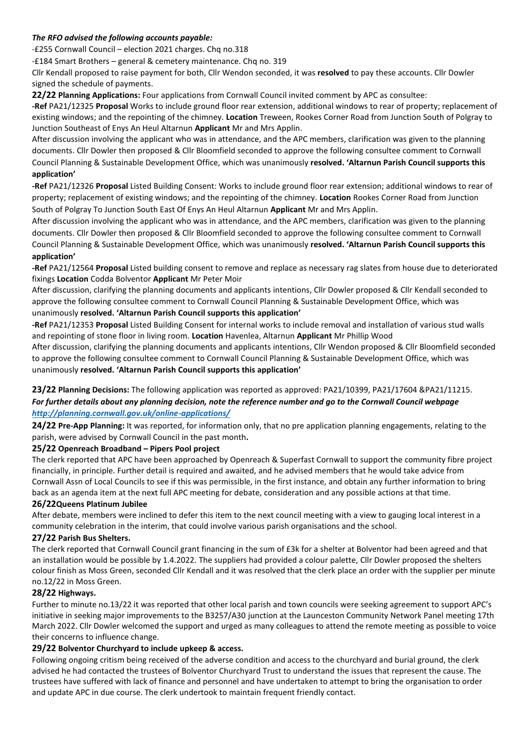***The RFO advised the following accounts payable:***

-£255 Cornwall Council – election 2021 charges. Chq no.318

-£184 Smart Brothers – general & cemetery maintenance. Chq no. 319

Cllr Kendall proposed to raise payment for both, Cllr Wendon seconded, it was **resolved** to pay these accounts. Cllr Dowler signed the schedule of payments.

**22/22 Planning Applications:** Four applications from Cornwall Council invited comment by APC as consultee:

**-Ref** PA21/12325 **Proposal** Works to include ground floor rear extension, additional windows to rear of property; replacement of existing windows; and the repointing of the chimney. **Location** Treween, Rookes Corner Road from Junction South of Polgray to Junction Southeast of Enys An Heul Altarnun **Applicant** Mr and Mrs Applin.

After discussion involving the applicant who was in attendance, and the APC members, clarification was given to the planning documents. Cllr Dowler then proposed & Cllr Bloomfield seconded to approve the following consultee comment to Cornwall Council Planning & Sustainable Development Office, which was unanimously **resolved. 'Altarnun Parish Council supports this application'**

**-Ref** PA21/12326 **Proposal** Listed Building Consent: Works to include ground floor rear extension; additional windows to rear of property; replacement of existing windows; and the repointing of the chimney. **Location** Rookes Corner Road from Junction South of Polgray To Junction South East Of Enys An Heul Altarnun **Applicant** Mr and Mrs Applin.

After discussion involving the applicant who was in attendance, and the APC members, clarification was given to the planning documents. Cllr Dowler then proposed & Cllr Bloomfield seconded to approve the following consultee comment to Cornwall Council Planning & Sustainable Development Office, which was unanimously **resolved. 'Altarnun Parish Council supports this application'**

**-Ref** PA21/12564 **Proposal** Listed building consent to remove and replace as necessary rag slates from house due to deteriorated fixings **Location** Codda Bolventor **Applicant** Mr Peter Moir

After discussion, clarifying the planning documents and applicants intentions, Cllr Dowler proposed & Cllr Kendall seconded to approve the following consultee comment to Cornwall Council Planning & Sustainable Development Office, which was unanimously **resolved. 'Altarnun Parish Council supports this application'**

**-Ref** PA21/12353 **Proposal** Listed Building Consent for internal works to include removal and installation of various stud walls and repointing of stone floor in living room. **Location** Havenlea, Altarnun **Applicant** Mr Phillip Wood

After discussion, clarifying the planning documents and applicants intentions, Cllr Wendon proposed & Cllr Bloomfield seconded to approve the following consultee comment to Cornwall Council Planning & Sustainable Development Office, which was unanimously **resolved. 'Altarnun Parish Council supports this application'**

**23/22 Planning Decisions:** The following application was reported as approved: PA21/10399, PA21/17604 &PA21/11215.
***For further details about any planning decision, note the reference number and go to the Cornwall Council webpage [http://planning.cornwall.gov.uk/online-applications/](http://planning.cornwall.gov.uk/online-applications/)***

**24/22 Pre-App Planning:** It was reported, for information only, that no pre application planning engagements, relating to the parish, were advised by Cornwall Council in the past month**.**

**25/22 Openreach Broadband – Pipers Pool project**

The clerk reported that APC have been approached by Openreach & Superfast Cornwall to support the community fibre project financially, in principle. Further detail is required and awaited, and he advised members that he would take advice from Cornwall Assn of Local Councils to see if this was permissible, in the first instance, and obtain any further information to bring back as an agenda item at the next full APC meeting for debate, consideration and any possible actions at that time.

**26/22Queens Platinum Jubilee**

After debate, members were inclined to defer this item to the next council meeting with a view to gauging local interest in a community celebration in the interim, that could involve various parish organisations and the school.

**27/22 Parish Bus Shelters.**

The clerk reported that Cornwall Council grant financing in the sum of £3k for a shelter at Bolventor had been agreed and that an installation would be possible by 1.4.2022. The suppliers had provided a colour palette, Cllr Dowler proposed the shelters colour finish as Moss Green, seconded Cllr Kendall and it was resolved that the clerk place an order with the supplier per minute no.12/22 in Moss Green.

**28/22 Highways.**

Further to minute no.13/22 it was reported that other local parish and town councils were seeking agreement to support APC's initiative in seeking major improvements to the B3257/A30 junction at the Launceston Community Network Panel meeting 17th March 2022. Cllr Dowler welcomed the support and urged as many colleagues to attend the remote meeting as possible to voice their concerns to influence change.

**29/22 Bolventor Churchyard to include upkeep & access.**

Following ongoing critism being received of the adverse condition and access to the churchyard and burial ground, the clerk advised he had contacted the trustees of Bolventor Churchyard Trust to understand the issues that represent the cause. The trustees have suffered with lack of finance and personnel and have undertaken to attempt to bring the organisation to order and update APC in due course. The clerk undertook to maintain frequent friendly contact.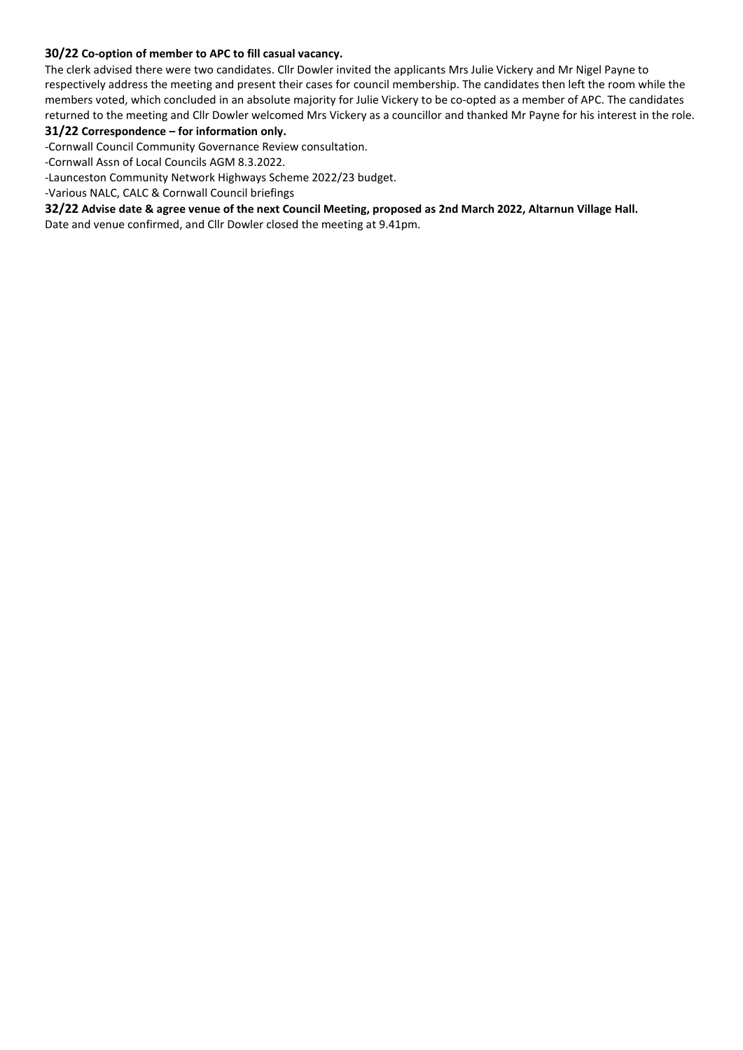**30/22 Co-option of member to APC to fill casual vacancy.**

The clerk advised there were two candidates. Cllr Dowler invited the applicants Mrs Julie Vickery and Mr Nigel Payne to respectively address the meeting and present their cases for council membership. The candidates then left the room while the members voted, which concluded in an absolute majority for Julie Vickery to be co-opted as a member of APC. The candidates returned to the meeting and Cllr Dowler welcomed Mrs Vickery as a councillor and thanked Mr Payne for his interest in the role.

**31/22 Correspondence – for information only.**

-Cornwall Council Community Governance Review consultation.

-Cornwall Assn of Local Councils AGM 8.3.2022.

-Launceston Community Network Highways Scheme 2022/23 budget.

-Various NALC, CALC & Cornwall Council briefings

**32/22 Advise date & agree venue of the next Council Meeting, proposed as 2nd March 2022, Altarnun Village Hall.**

Date and venue confirmed, and Cllr Dowler closed the meeting at 9.41pm.